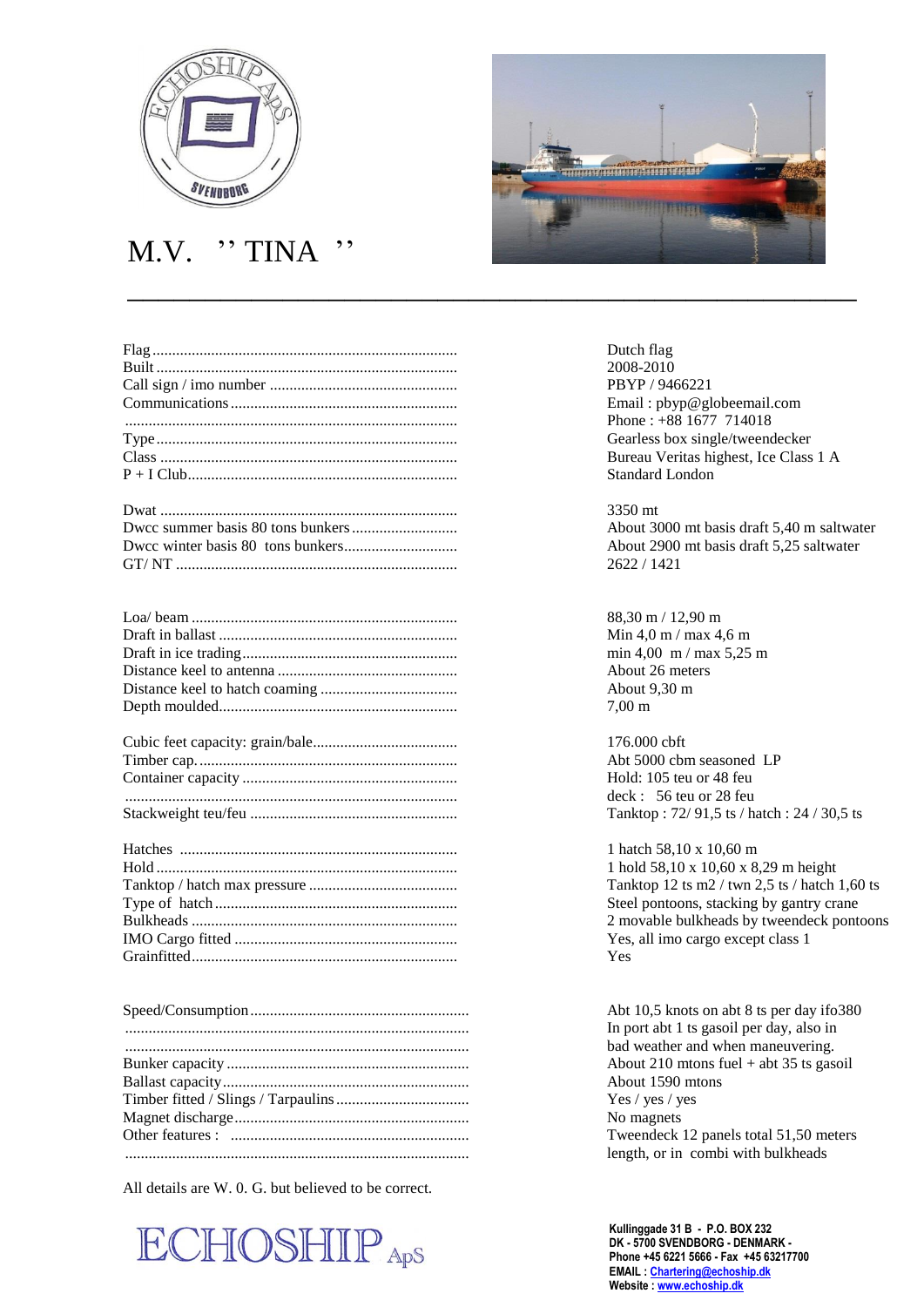# M.V. '' TINA ''

---

| | |
|---|---|
| Flag | Dutch flag |
| Built | 2008-2010 |
| Call sign / imo number | PBYP / 9466221 |
| Communications | Email : pbyp@globeemail.com |
| | Phone : +88 1677 714018 |
| Type | Gearless box single/tweendecker |
| Class | Bureau Veritas highest, Ice Class 1 A |
| P + I Club | Standard London |
| | |
| Dwat | 3350 mt |
| Dwcc summer basis 80 tons bunkers | About 3000 mt basis draft 5,40 m saltwater |
| Dwcc winter basis 80 tons bunkers | About 2900 mt basis draft 5,25 saltwater |
| GT/ NT | 2622 / 1421 |
| | |
| Loa/ beam | 88,30 m / 12,90 m |
| Draft in ballast | Min 4,0 m / max 4,6 m |
| Draft in ice trading | min 4,00 m / max 5,25 m |
| Distance keel to antenna | About 26 meters |
| Distance keel to hatch coaming | About 9,30 m |
| Depth moulded | 7,00 m |
| | |
| Cubic feet capacity: grain/bale | 176.000 cbft |
| Timber cap. | Abt 5000 cbm seasoned LP |
| Container capacity | Hold: 105 teu or 48 feu |
| | deck : 56 teu or 28 feu |
| Stackweight teu/feu | Tanktop : 72/ 91,5 ts / hatch : 24 / 30,5 ts |
| | |
| Hatches | 1 hatch 58,10 x 10,60 m |
| Hold | 1 hold 58,10 x 10,60 x 8,29 m height |
| Tanktop / hatch max pressure | Tanktop 12 ts m2 / twn 2,5 ts / hatch 1,60 ts |
| Type of hatch | Steel pontoons, stacking by gantry crane |
| Bulkheads | 2 movable bulkheads by tweendeck pontoons |
| IMO Cargo fitted | Yes, all imo cargo except class 1 |
| Grainfitted | Yes |
| | |
| Speed/Consumption | Abt 10,5 knots on abt 8 ts per day ifo380 |
| | In port abt 1 ts gasoil per day, also in |
| | bad weather and when maneuvering. |
| Bunker capacity | About 210 mtons fuel + abt 35 ts gasoil |
| Ballast capacity | About 1590 mtons |
| Timber fitted / Slings / Tarpaulins | Yes / yes / yes |
| Magnet discharge | No magnets |
| Other features : | Tweendeck 12 panels total 51,50 meters |
| | length, or in combi with bulkheads |

All details are W. 0. G. but believed to be correct.

ECHOSHIP ApS

**Kullinggade 31 B - P.O. BOX 232**
**DK - 5700 SVENDBORG - DENMARK -**
**Phone +45 6221 5666 - Fax +45 63217700**
**EMAIL : Chartering@echoship.dk**
**Website : www.echoship.dk**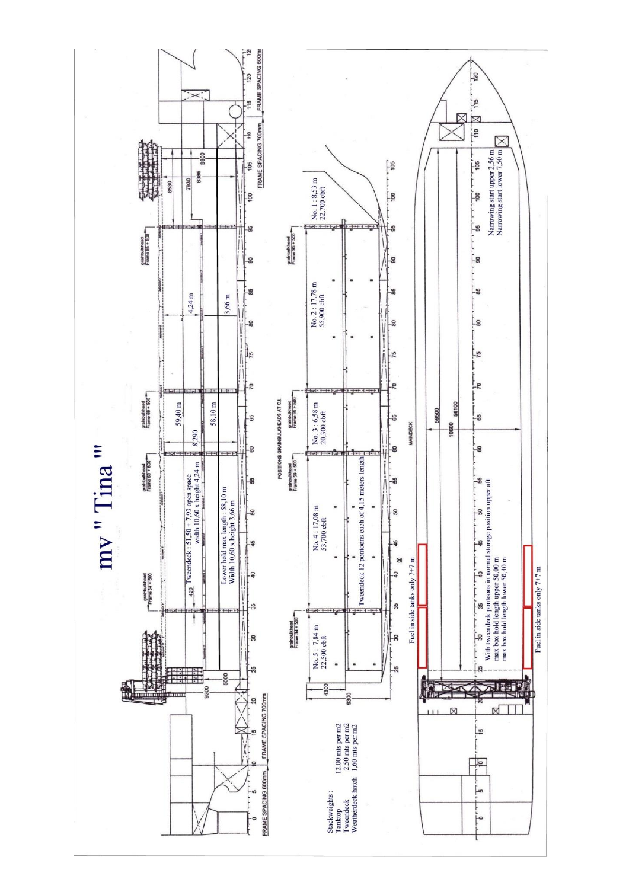# mv " Tina "

Tweendeck : 51,50 + 7,93 open space
width 10,60 x height 4,24 m

Lower hold max length : 58,10 m
Width 10,60 x height 3,66 m

59,40 m

58,10 m

4,24 m

3,66 m

8,290

420

8530

7930

8386

9300

9300

5000

FRAME SPACING 600mm

FRAME SPACING 700mm

grainbulkhead Frame 34 + 500

grainbulkhead Frame 59 + 500

grainbulkhead Frame 69 + 500

grainbulkhead Frame 95 + 500

POSITIONS GRAINBULKHEADS AT C.L.

No. 5 : 7,84 m
22,500 cbft

No. 4 : 17,08 m
53,700 cbft

No. 3 : 6,58 m
20,300 cbft

No. 2 : 17,78 m
55,900 cbft

No. 1 : 8,53 m
22,700 cbft

Tweendeck 12 pontoons each of 4,15 meters length

4300

9300

MAINDECK

Stackweights :

| | |
|---|---|
| Tanktop | 12,00 mts per m2 |
| Tweendeck | 2,50 mts per m2 |
| Weatherdeck hatch | 1,60 mts per m2 |

Fuel in side tanks only 7+7 m

59500

58100

10600

With tweendeck pontoons in normal storage position upper aft
max box hold length upper 50,00 m
max box hold length lower 50,40 m

Fuel in side tanks only 7+7 m

Narrowing start upper 2,56 m
Narrowing start lower 7,50 m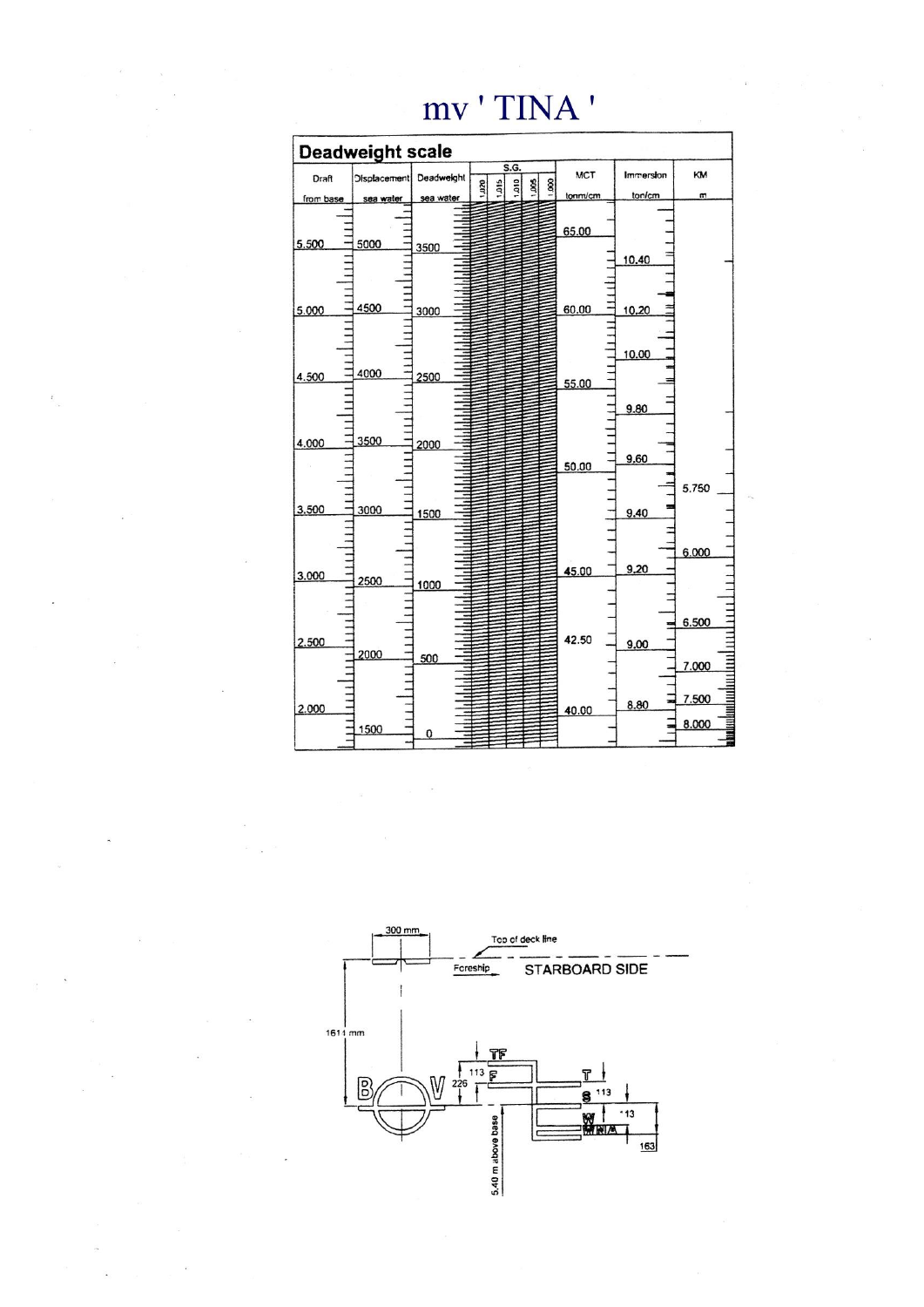# mv ' TINA '

## Deadweight scale

| Draft from base | Displacement sea water | Deadweight sea water | S.G. 1.020 / 1.015 / 1.010 / 1.005 / 1.000 | MCT tonm/cm | Immersion ton/cm | KM m |
|---|---|---|---|---|---|---|
| | | | | 65.00 | | |
| 5.500 | 5000 | 3500 | | | 10.40 | |
| 5.000 | 4500 | 3000 | | 60.00 | 10.20 | |
| | | | | | 10.00 | |
| 4.500 | 4000 | 2500 | | 55.00 | | |
| | | | | | 9.80 | |
| 4.000 | 3500 | 2000 | | 50.00 | 9.60 | |
| | | | | | | 5.750 |
| 3.500 | 3000 | 1500 | | | 9.40 | |
| | | | | | | 6.000 |
| 3.000 | 2500 | 1000 | | 45.00 | 9.20 | |
| | | | | | | 6.500 |
| 2.500 | 2000 | 500 | | 42.50 | 9.00 | 7.000 |
| 2.000 | | | | 40.00 | 8.80 | 7.500 |
| | 1500 | 0 | | | | 8.000 |

300 mm

Top of deck line

Foreship

STARBOARD SIDE

1611 mm

B V

TF F T S W WNA

113 226 113 113 163

5.40 m above base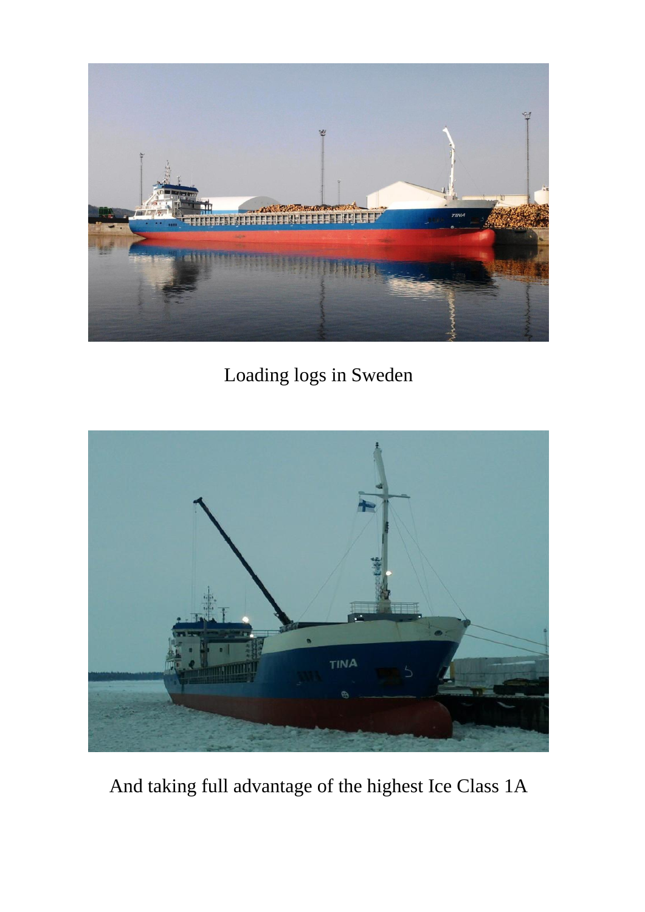Loading logs in Sweden

And taking full advantage of the highest Ice Class 1A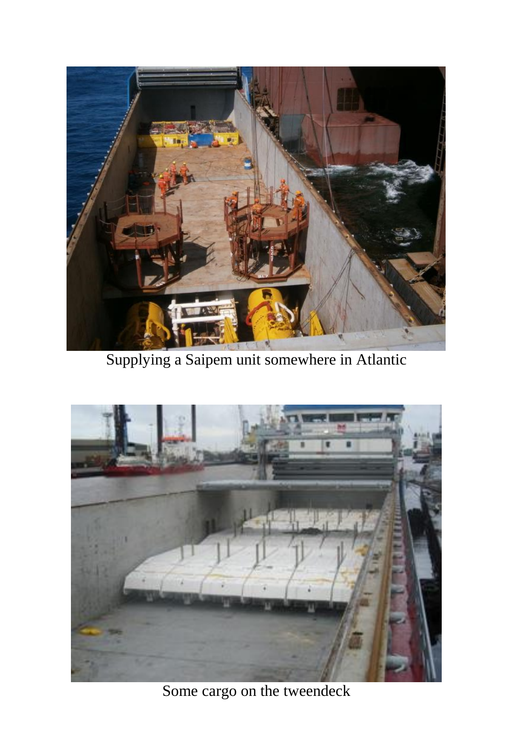Supplying a Saipem unit somewhere in Atlantic

Some cargo on the tweendeck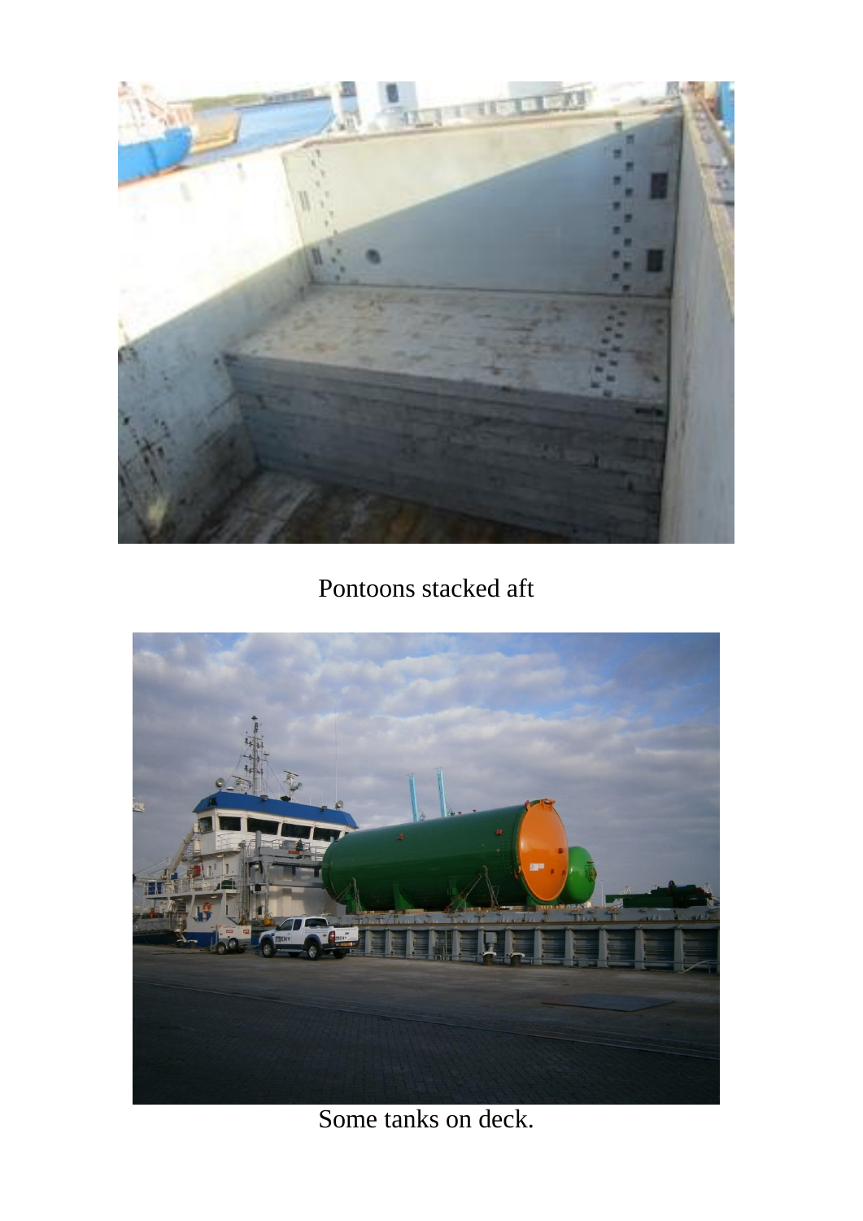Pontoons stacked aft

Some tanks on deck.